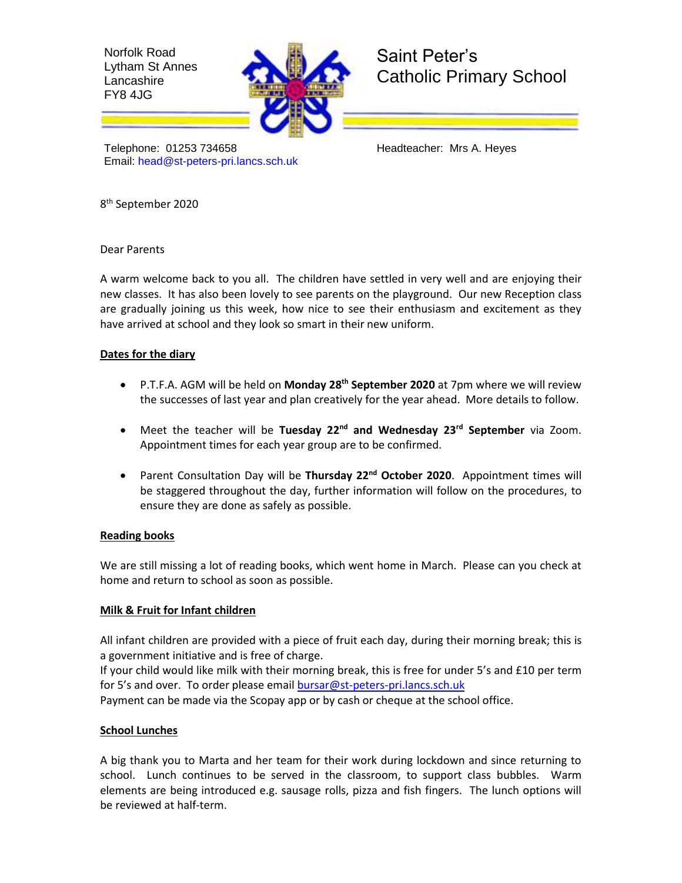Norfolk Road
Lytham St Annes
Lancashire
FY8 4JG

# Saint Peter's Catholic Primary School

Telephone: 01253 734658
Email: head@st-peters-pri.lancs.sch.uk

Headteacher: Mrs A. Heyes

8th September 2020

Dear Parents

A warm welcome back to you all. The children have settled in very well and are enjoying their new classes. It has also been lovely to see parents on the playground. Our new Reception class are gradually joining us this week, how nice to see their enthusiasm and excitement as they have arrived at school and they look so smart in their new uniform.

## Dates for the diary

- P.T.F.A. AGM will be held on **Monday 28th September 2020** at 7pm where we will review the successes of last year and plan creatively for the year ahead. More details to follow.
- Meet the teacher will be **Tuesday 22nd and Wednesday 23rd September** via Zoom. Appointment times for each year group are to be confirmed.
- Parent Consultation Day will be **Thursday 22nd October 2020**. Appointment times will be staggered throughout the day, further information will follow on the procedures, to ensure they are done as safely as possible.

## Reading books

We are still missing a lot of reading books, which went home in March. Please can you check at home and return to school as soon as possible.

## Milk & Fruit for Infant children

All infant children are provided with a piece of fruit each day, during their morning break; this is a government initiative and is free of charge.
If your child would like milk with their morning break, this is free for under 5's and £10 per term for 5's and over. To order please email bursar@st-peters-pri.lancs.sch.uk
Payment can be made via the Scopay app or by cash or cheque at the school office.

## School Lunches

A big thank you to Marta and her team for their work during lockdown and since returning to school. Lunch continues to be served in the classroom, to support class bubbles. Warm elements are being introduced e.g. sausage rolls, pizza and fish fingers. The lunch options will be reviewed at half-term.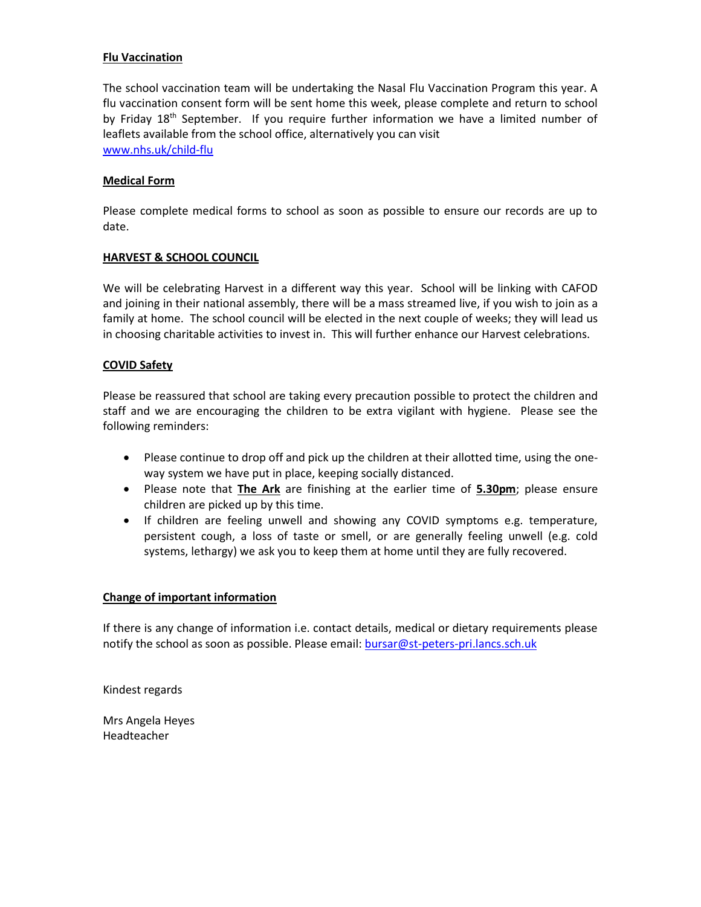**Flu Vaccination**

The school vaccination team will be undertaking the Nasal Flu Vaccination Program this year. A flu vaccination consent form will be sent home this week, please complete and return to school by Friday 18th September. If you require further information we have a limited number of leaflets available from the school office, alternatively you can visit
www.nhs.uk/child-flu

**Medical Form**

Please complete medical forms to school as soon as possible to ensure our records are up to date.

**HARVEST & SCHOOL COUNCIL**

We will be celebrating Harvest in a different way this year. School will be linking with CAFOD and joining in their national assembly, there will be a mass streamed live, if you wish to join as a family at home. The school council will be elected in the next couple of weeks; they will lead us in choosing charitable activities to invest in. This will further enhance our Harvest celebrations.

**COVID Safety**

Please be reassured that school are taking every precaution possible to protect the children and staff and we are encouraging the children to be extra vigilant with hygiene. Please see the following reminders:

- Please continue to drop off and pick up the children at their allotted time, using the one-way system we have put in place, keeping socially distanced.
- Please note that **The Ark** are finishing at the earlier time of **5.30pm**; please ensure children are picked up by this time.
- If children are feeling unwell and showing any COVID symptoms e.g. temperature, persistent cough, a loss of taste or smell, or are generally feeling unwell (e.g. cold systems, lethargy) we ask you to keep them at home until they are fully recovered.

**Change of important information**

If there is any change of information i.e. contact details, medical or dietary requirements please notify the school as soon as possible. Please email: bursar@st-peters-pri.lancs.sch.uk

Kindest regards

Mrs Angela Heyes
Headteacher